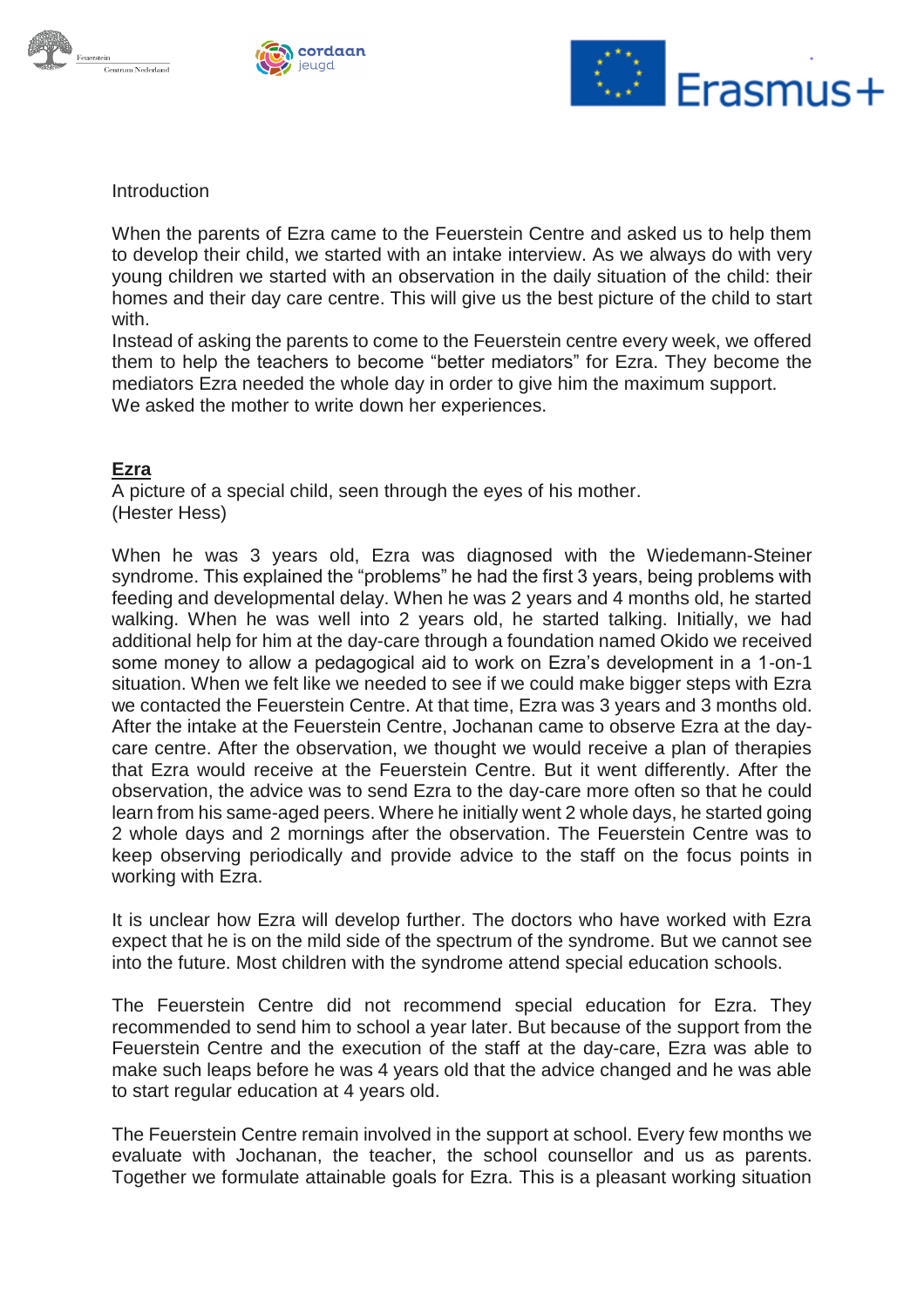Introduction

When the parents of Ezra came to the Feuerstein Centre and asked us to help them to develop their child, we started with an intake interview. As we always do with very young children we started with an observation in the daily situation of the child: their homes and their day care centre. This will give us the best picture of the child to start with.
Instead of asking the parents to come to the Feuerstein centre every week, we offered them to help the teachers to become "better mediators" for Ezra. They become the mediators Ezra needed the whole day in order to give him the maximum support.
We asked the mother to write down her experiences.

## Ezra

A picture of a special child, seen through the eyes of his mother.
(Hester Hess)

When he was 3 years old, Ezra was diagnosed with the Wiedemann-Steiner syndrome. This explained the "problems" he had the first 3 years, being problems with feeding and developmental delay. When he was 2 years and 4 months old, he started walking. When he was well into 2 years old, he started talking. Initially, we had additional help for him at the day-care through a foundation named Okido we received some money to allow a pedagogical aid to work on Ezra's development in a 1-on-1 situation. When we felt like we needed to see if we could make bigger steps with Ezra we contacted the Feuerstein Centre. At that time, Ezra was 3 years and 3 months old. After the intake at the Feuerstein Centre, Jochanan came to observe Ezra at the day-care centre. After the observation, we thought we would receive a plan of therapies that Ezra would receive at the Feuerstein Centre. But it went differently. After the observation, the advice was to send Ezra to the day-care more often so that he could learn from his same-aged peers. Where he initially went 2 whole days, he started going 2 whole days and 2 mornings after the observation. The Feuerstein Centre was to keep observing periodically and provide advice to the staff on the focus points in working with Ezra.

It is unclear how Ezra will develop further. The doctors who have worked with Ezra expect that he is on the mild side of the spectrum of the syndrome. But we cannot see into the future. Most children with the syndrome attend special education schools.

The Feuerstein Centre did not recommend special education for Ezra. They recommended to send him to school a year later. But because of the support from the Feuerstein Centre and the execution of the staff at the day-care, Ezra was able to make such leaps before he was 4 years old that the advice changed and he was able to start regular education at 4 years old.

The Feuerstein Centre remain involved in the support at school. Every few months we evaluate with Jochanan, the teacher, the school counsellor and us as parents. Together we formulate attainable goals for Ezra. This is a pleasant working situation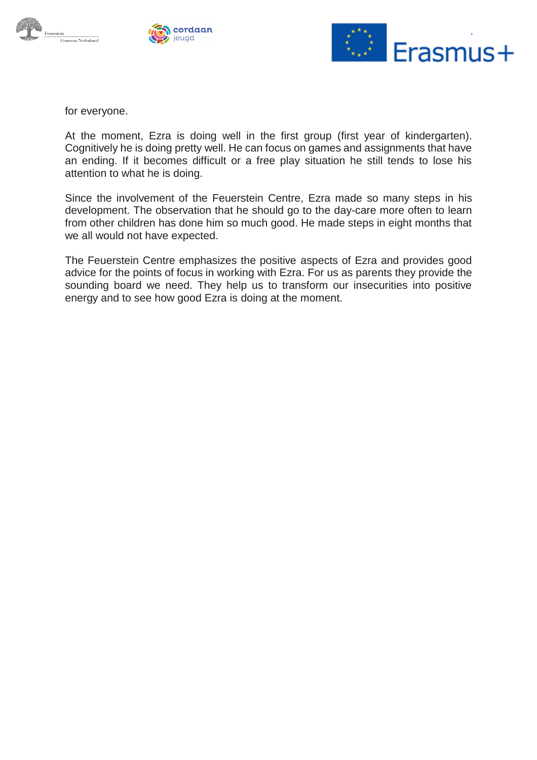for everyone.

At the moment, Ezra is doing well in the first group (first year of kindergarten). Cognitively he is doing pretty well. He can focus on games and assignments that have an ending. If it becomes difficult or a free play situation he still tends to lose his attention to what he is doing.

Since the involvement of the Feuerstein Centre, Ezra made so many steps in his development. The observation that he should go to the day-care more often to learn from other children has done him so much good. He made steps in eight months that we all would not have expected.

The Feuerstein Centre emphasizes the positive aspects of Ezra and provides good advice for the points of focus in working with Ezra. For us as parents they provide the sounding board we need. They help us to transform our insecurities into positive energy and to see how good Ezra is doing at the moment.